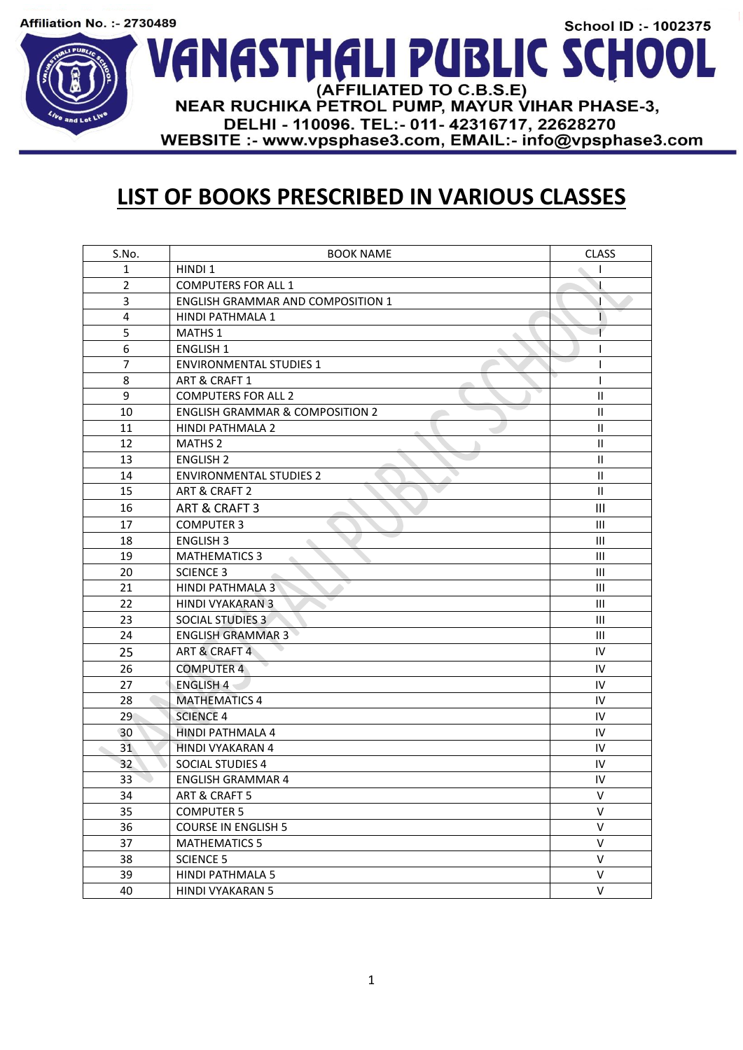Affiliation No. :- 2730489

School ID :- 1002375

# VANASTHALI PUBLIC SCHOOL

(AFFILIATED TO C.B.S.E)

NEAR RUCHIKA PETROL PUMP, MAYUR VIHAR PHASE-3,

DELHI - 110096. TEL:- 011- 42316717, 22628270

WEBSITE :- www.vpsphase3.com, EMAIL:- info@vpsphase3.com

## LIST OF BOOKS PRESCRIBED IN VARIOUS CLASSES

| S.No. | BOOK NAME | CLASS |
|---|---|---|
| 1 | HINDI 1 | I |
| 2 | COMPUTERS FOR ALL 1 | I |
| 3 | ENGLISH GRAMMAR AND COMPOSITION 1 | I |
| 4 | HINDI PATHMALA 1 | I |
| 5 | MATHS 1 | I |
| 6 | ENGLISH 1 | I |
| 7 | ENVIRONMENTAL STUDIES 1 | I |
| 8 | ART & CRAFT 1 | I |
| 9 | COMPUTERS FOR ALL 2 | II |
| 10 | ENGLISH GRAMMAR & COMPOSITION 2 | II |
| 11 | HINDI PATHMALA 2 | II |
| 12 | MATHS 2 | II |
| 13 | ENGLISH 2 | II |
| 14 | ENVIRONMENTAL STUDIES 2 | II |
| 15 | ART & CRAFT 2 | II |
| 16 | ART & CRAFT 3 | III |
| 17 | COMPUTER 3 | III |
| 18 | ENGLISH 3 | III |
| 19 | MATHEMATICS 3 | III |
| 20 | SCIENCE 3 | III |
| 21 | HINDI PATHMALA 3 | III |
| 22 | HINDI VYAKARAN 3 | III |
| 23 | SOCIAL STUDIES 3 | III |
| 24 | ENGLISH GRAMMAR 3 | III |
| 25 | ART & CRAFT 4 | IV |
| 26 | COMPUTER 4 | IV |
| 27 | ENGLISH 4 | IV |
| 28 | MATHEMATICS 4 | IV |
| 29 | SCIENCE 4 | IV |
| 30 | HINDI PATHMALA 4 | IV |
| 31 | HINDI VYAKARAN 4 | IV |
| 32 | SOCIAL STUDIES 4 | IV |
| 33 | ENGLISH GRAMMAR 4 | IV |
| 34 | ART & CRAFT 5 | V |
| 35 | COMPUTER 5 | V |
| 36 | COURSE IN ENGLISH 5 | V |
| 37 | MATHEMATICS 5 | V |
| 38 | SCIENCE 5 | V |
| 39 | HINDI PATHMALA 5 | V |
| 40 | HINDI VYAKARAN 5 | V |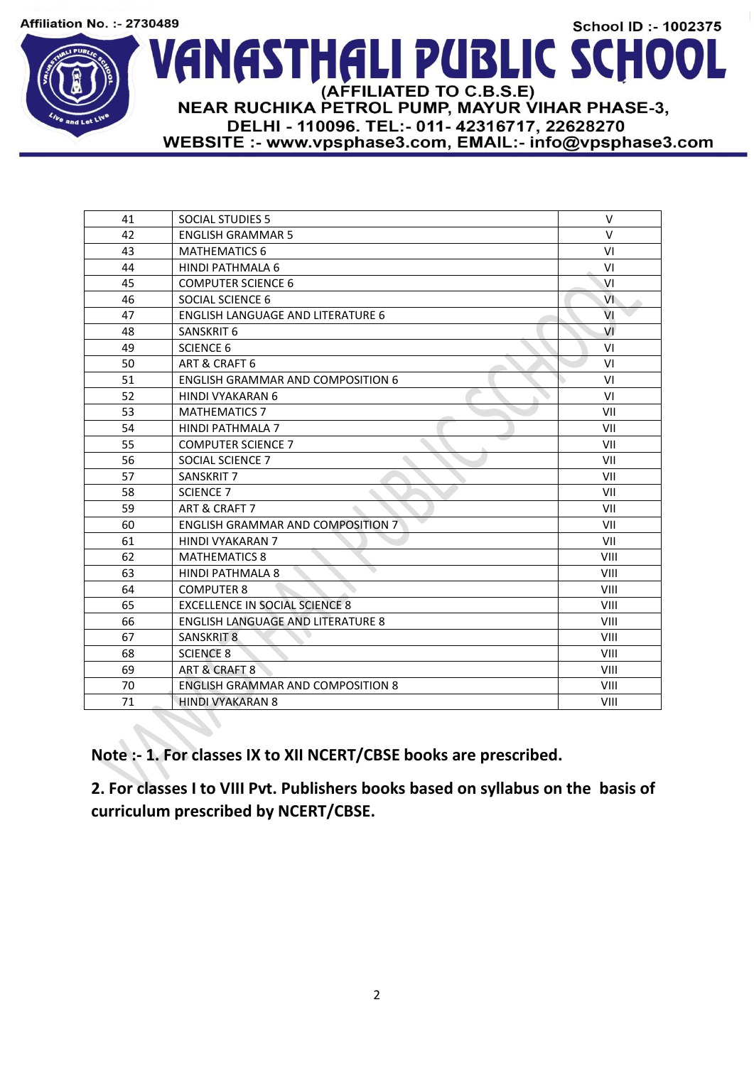| | | |
|---|---|---|
| 41 | SOCIAL STUDIES 5 | V |
| 42 | ENGLISH GRAMMAR 5 | V |
| 43 | MATHEMATICS 6 | VI |
| 44 | HINDI PATHMALA 6 | VI |
| 45 | COMPUTER SCIENCE 6 | VI |
| 46 | SOCIAL SCIENCE 6 | VI |
| 47 | ENGLISH LANGUAGE AND LITERATURE 6 | VI |
| 48 | SANSKRIT 6 | VI |
| 49 | SCIENCE 6 | VI |
| 50 | ART & CRAFT 6 | VI |
| 51 | ENGLISH GRAMMAR AND COMPOSITION 6 | VI |
| 52 | HINDI VYAKARAN 6 | VI |
| 53 | MATHEMATICS 7 | VII |
| 54 | HINDI PATHMALA 7 | VII |
| 55 | COMPUTER SCIENCE 7 | VII |
| 56 | SOCIAL SCIENCE 7 | VII |
| 57 | SANSKRIT 7 | VII |
| 58 | SCIENCE 7 | VII |
| 59 | ART & CRAFT 7 | VII |
| 60 | ENGLISH GRAMMAR AND COMPOSITION 7 | VII |
| 61 | HINDI VYAKARAN 7 | VII |
| 62 | MATHEMATICS 8 | VIII |
| 63 | HINDI PATHMALA 8 | VIII |
| 64 | COMPUTER 8 | VIII |
| 65 | EXCELLENCE IN SOCIAL SCIENCE 8 | VIII |
| 66 | ENGLISH LANGUAGE AND LITERATURE 8 | VIII |
| 67 | SANSKRIT 8 | VIII |
| 68 | SCIENCE 8 | VIII |
| 69 | ART & CRAFT 8 | VIII |
| 70 | ENGLISH GRAMMAR AND COMPOSITION 8 | VIII |
| 71 | HINDI VYAKARAN 8 | VIII |

**Note :- 1. For classes IX to XII NCERT/CBSE books are prescribed.**

**2. For classes I to VIII Pvt. Publishers books based on syllabus on the basis of curriculum prescribed by NCERT/CBSE.**